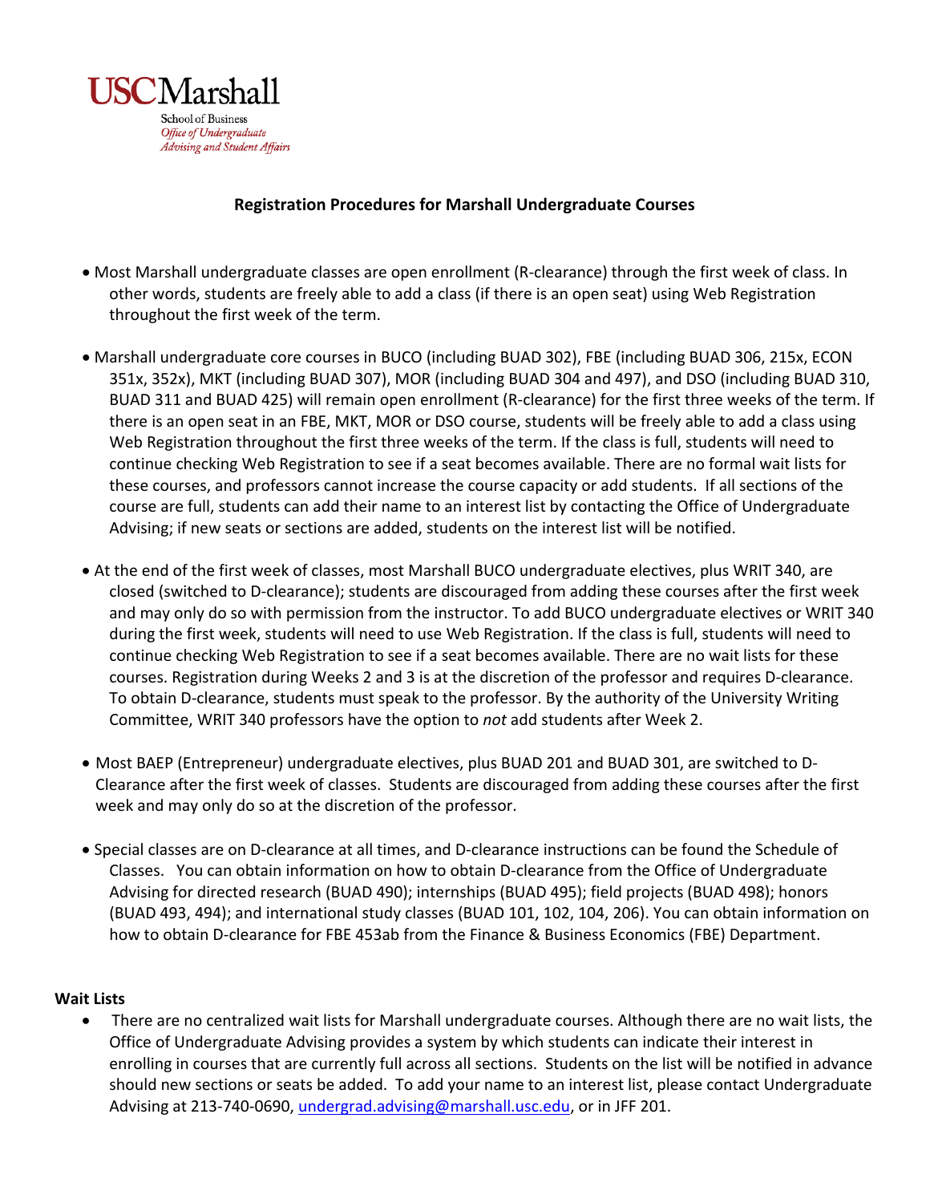USC Marshall

School of Business
*Office of Undergraduate Advising and Student Affairs*

**Registration Procedures for Marshall Undergraduate Courses**

- Most Marshall undergraduate classes are open enrollment (R-clearance) through the first week of class. In other words, students are freely able to add a class (if there is an open seat) using Web Registration throughout the first week of the term.

- Marshall undergraduate core courses in BUCO (including BUAD 302), FBE (including BUAD 306, 215x, ECON 351x, 352x), MKT (including BUAD 307), MOR (including BUAD 304 and 497), and DSO (including BUAD 310, BUAD 311 and BUAD 425) will remain open enrollment (R-clearance) for the first three weeks of the term. If there is an open seat in an FBE, MKT, MOR or DSO course, students will be freely able to add a class using Web Registration throughout the first three weeks of the term. If the class is full, students will need to continue checking Web Registration to see if a seat becomes available. There are no formal wait lists for these courses, and professors cannot increase the course capacity or add students. If all sections of the course are full, students can add their name to an interest list by contacting the Office of Undergraduate Advising; if new seats or sections are added, students on the interest list will be notified.

- At the end of the first week of classes, most Marshall BUCO undergraduate electives, plus WRIT 340, are closed (switched to D-clearance); students are discouraged from adding these courses after the first week and may only do so with permission from the instructor. To add BUCO undergraduate electives or WRIT 340 during the first week, students will need to use Web Registration. If the class is full, students will need to continue checking Web Registration to see if a seat becomes available. There are no wait lists for these courses. Registration during Weeks 2 and 3 is at the discretion of the professor and requires D-clearance. To obtain D-clearance, students must speak to the professor. By the authority of the University Writing Committee, WRIT 340 professors have the option to *not* add students after Week 2.

- Most BAEP (Entrepreneur) undergraduate electives, plus BUAD 201 and BUAD 301, are switched to D-Clearance after the first week of classes. Students are discouraged from adding these courses after the first week and may only do so at the discretion of the professor.

- Special classes are on D-clearance at all times, and D-clearance instructions can be found the Schedule of Classes. You can obtain information on how to obtain D-clearance from the Office of Undergraduate Advising for directed research (BUAD 490); internships (BUAD 495); field projects (BUAD 498); honors (BUAD 493, 494); and international study classes (BUAD 101, 102, 104, 206). You can obtain information on how to obtain D-clearance for FBE 453ab from the Finance & Business Economics (FBE) Department.

**Wait Lists**

- There are no centralized wait lists for Marshall undergraduate courses. Although there are no wait lists, the Office of Undergraduate Advising provides a system by which students can indicate their interest in enrolling in courses that are currently full across all sections. Students on the list will be notified in advance should new sections or seats be added. To add your name to an interest list, please contact Undergraduate Advising at 213-740-0690, undergrad.advising@marshall.usc.edu, or in JFF 201.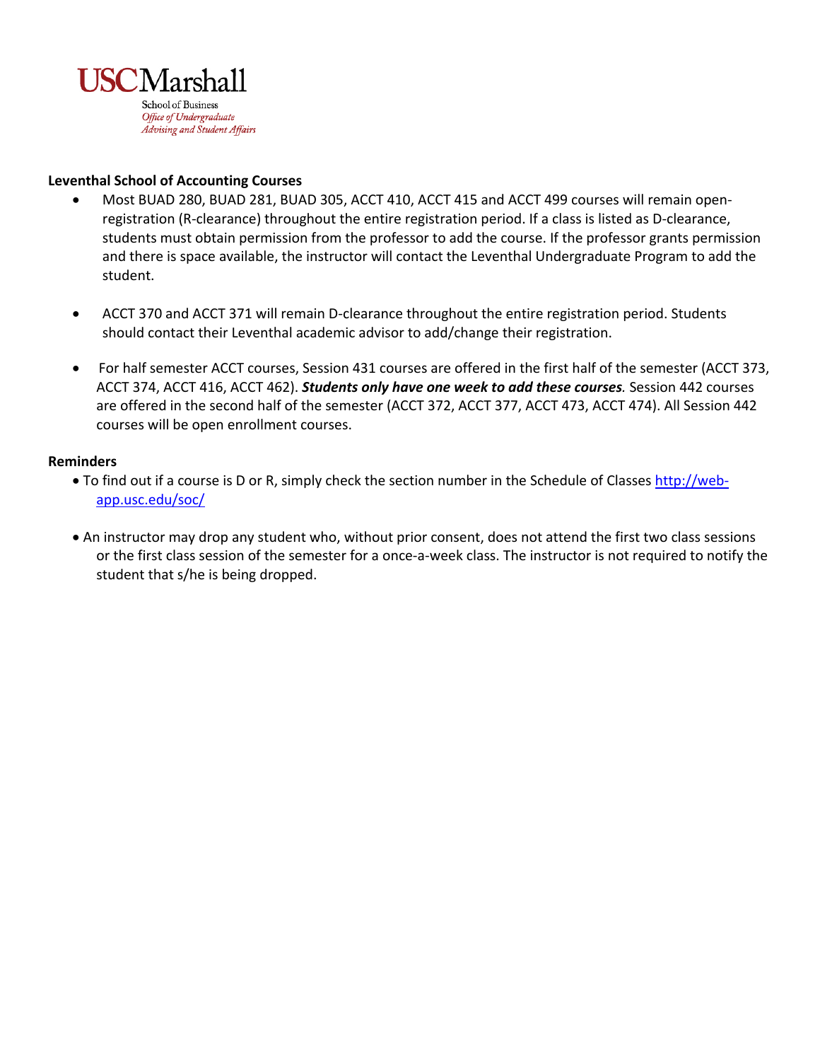USCMarshall

School of Business
*Office of Undergraduate Advising and Student Affairs*

**Leventhal School of Accounting Courses**

- Most BUAD 280, BUAD 281, BUAD 305, ACCT 410, ACCT 415 and ACCT 499 courses will remain open-registration (R-clearance) throughout the entire registration period. If a class is listed as D-clearance, students must obtain permission from the professor to add the course. If the professor grants permission and there is space available, the instructor will contact the Leventhal Undergraduate Program to add the student.

- ACCT 370 and ACCT 371 will remain D-clearance throughout the entire registration period. Students should contact their Leventhal academic advisor to add/change their registration.

- For half semester ACCT courses, Session 431 courses are offered in the first half of the semester (ACCT 373, ACCT 374, ACCT 416, ACCT 462). ***Students only have one week to add these courses.*** Session 442 courses are offered in the second half of the semester (ACCT 372, ACCT 377, ACCT 473, ACCT 474). All Session 442 courses will be open enrollment courses.

**Reminders**

- To find out if a course is D or R, simply check the section number in the Schedule of Classes [http://web-app.usc.edu/soc/](http://web-app.usc.edu/soc/)

- An instructor may drop any student who, without prior consent, does not attend the first two class sessions or the first class session of the semester for a once-a-week class. The instructor is not required to notify the student that s/he is being dropped.